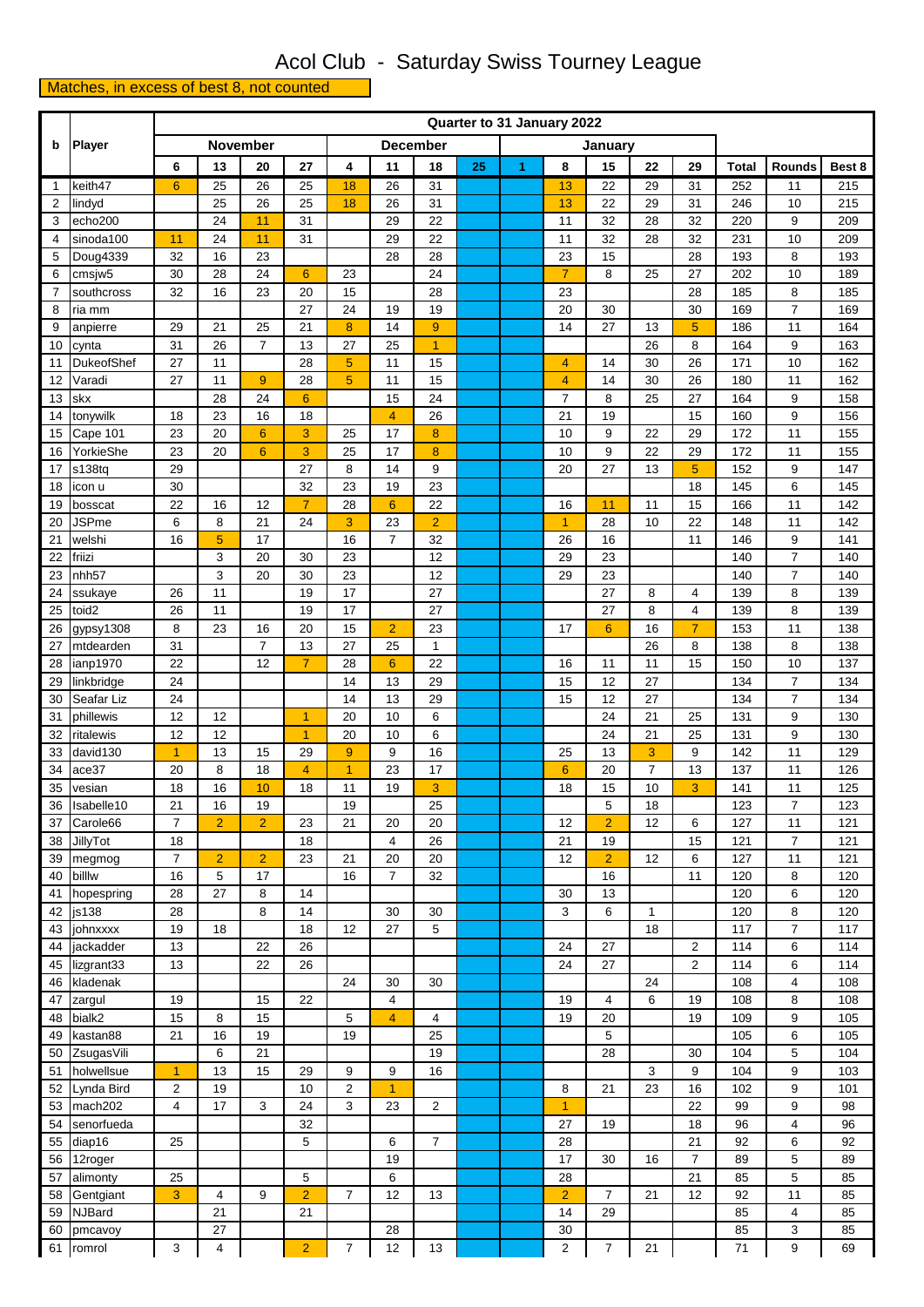# Acol Club - Saturday Swiss Tourney League

Matches, in excess of best 8, not counted

| b | Player | Quarter to 31 January 2022 | | | | | | | | | | | | | | | |
|---|---|---|---|---|---|---|---|---|---|---|---|---|---|---|---|---|---|
| | | November | | | | December | | | | January | | | | | | | |
| | | 6 | 13 | 20 | 27 | 4 | 11 | 18 | 25 | 1 | 8 | 15 | 22 | 29 | Total | Rounds | Best 8 |
| 1 | keith47 | 6 | 25 | 26 | 25 | 18 | 26 | 31 | | | 13 | 22 | 29 | 31 | 252 | 11 | 215 |
| 2 | lindyd | | 25 | 26 | 25 | 18 | 26 | 31 | | | 13 | 22 | 29 | 31 | 246 | 10 | 215 |
| 3 | echo200 | | 24 | 11 | 31 | | 29 | 22 | | | 11 | 32 | 28 | 32 | 220 | 9 | 209 |
| 4 | sinoda100 | 11 | 24 | 11 | 31 | | 29 | 22 | | | 11 | 32 | 28 | 32 | 231 | 10 | 209 |
| 5 | Doug4339 | 32 | 16 | 23 | | | 28 | 28 | | | 23 | 15 | | 28 | 193 | 8 | 193 |
| 6 | cmsjw5 | 30 | 28 | 24 | 6 | 23 | | 24 | | | 7 | 8 | 25 | 27 | 202 | 10 | 189 |
| 7 | southcross | 32 | 16 | 23 | 20 | 15 | | 28 | | | 23 | | | 28 | 185 | 8 | 185 |
| 8 | ria mm | | | | 27 | 24 | 19 | 19 | | | 20 | 30 | | 30 | 169 | 7 | 169 |
| 9 | anpierre | 29 | 21 | 25 | 21 | 8 | 14 | 9 | | | 14 | 27 | 13 | 5 | 186 | 11 | 164 |
| 10 | cynta | 31 | 26 | 7 | 13 | 27 | 25 | 1 | | | | | 26 | 8 | 164 | 9 | 163 |
| 11 | DukeofShef | 27 | 11 | | 28 | 5 | 11 | 15 | | | 4 | 14 | 30 | 26 | 171 | 10 | 162 |
| 12 | Varadi | 27 | 11 | 9 | 28 | 5 | 11 | 15 | | | 4 | 14 | 30 | 26 | 180 | 11 | 162 |
| 13 | skx | | 28 | 24 | 6 | | 15 | 24 | | | 7 | 8 | 25 | 27 | 164 | 9 | 158 |
| 14 | tonywilk | 18 | 23 | 16 | 18 | | 4 | 26 | | | 21 | 19 | | 15 | 160 | 9 | 156 |
| 15 | Cape 101 | 23 | 20 | 6 | 3 | 25 | 17 | 8 | | | 10 | 9 | 22 | 29 | 172 | 11 | 155 |
| 16 | YorkieShe | 23 | 20 | 6 | 3 | 25 | 17 | 8 | | | 10 | 9 | 22 | 29 | 172 | 11 | 155 |
| 17 | s138tq | 29 | | | 27 | 8 | 14 | 9 | | | 20 | 27 | 13 | 5 | 152 | 9 | 147 |
| 18 | icon u | 30 | | | 32 | 23 | 19 | 23 | | | | | | 18 | 145 | 6 | 145 |
| 19 | bosscat | 22 | 16 | 12 | 7 | 28 | 6 | 22 | | | 16 | 11 | 11 | 15 | 166 | 11 | 142 |
| 20 | JSPme | 6 | 8 | 21 | 24 | 3 | 23 | 2 | | | 1 | 28 | 10 | 22 | 148 | 11 | 142 |
| 21 | welshi | 16 | 5 | 17 | | 16 | 7 | 32 | | | 26 | 16 | | 11 | 146 | 9 | 141 |
| 22 | friizi | | 3 | 20 | 30 | 23 | | 12 | | | 29 | 23 | | | 140 | 7 | 140 |
| 23 | nhh57 | | 3 | 20 | 30 | 23 | | 12 | | | 29 | 23 | | | 140 | 7 | 140 |
| 24 | ssukaye | 26 | 11 | | 19 | 17 | | 27 | | | | 27 | 8 | 4 | 139 | 8 | 139 |
| 25 | toid2 | 26 | 11 | | 19 | 17 | | 27 | | | | 27 | 8 | 4 | 139 | 8 | 139 |
| 26 | gypsy1308 | 8 | 23 | 16 | 20 | 15 | 2 | 23 | | | 17 | 6 | 16 | 7 | 153 | 11 | 138 |
| 27 | mtdearden | 31 | | 7 | 13 | 27 | 25 | 1 | | | | | 26 | 8 | 138 | 8 | 138 |
| 28 | ianp1970 | 22 | | 12 | 7 | 28 | 6 | 22 | | | 16 | 11 | 11 | 15 | 150 | 10 | 137 |
| 29 | linkbridge | 24 | | | | 14 | 13 | 29 | | | 15 | 12 | 27 | | 134 | 7 | 134 |
| 30 | Seafar Liz | 24 | | | | 14 | 13 | 29 | | | 15 | 12 | 27 | | 134 | 7 | 134 |
| 31 | phillewis | 12 | 12 | | 1 | 20 | 10 | 6 | | | | 24 | 21 | 25 | 131 | 9 | 130 |
| 32 | ritalewis | 12 | 12 | | 1 | 20 | 10 | 6 | | | | 24 | 21 | 25 | 131 | 9 | 130 |
| 33 | david130 | 1 | 13 | 15 | 29 | 9 | 9 | 16 | | | 25 | 13 | 3 | 9 | 142 | 11 | 129 |
| 34 | ace37 | 20 | 8 | 18 | 4 | 1 | 23 | 17 | | | 6 | 20 | 7 | 13 | 137 | 11 | 126 |
| 35 | vesian | 18 | 16 | 10 | 18 | 11 | 19 | 3 | | | 18 | 15 | 10 | 3 | 141 | 11 | 125 |
| 36 | Isabelle10 | 21 | 16 | 19 | | 19 | | 25 | | | | 5 | 18 | | 123 | 7 | 123 |
| 37 | Carole66 | 7 | 2 | 2 | 23 | 21 | 20 | 20 | | | 12 | 2 | 12 | 6 | 127 | 11 | 121 |
| 38 | JillyTot | 18 | | | 18 | | 4 | 26 | | | 21 | 19 | | 15 | 121 | 7 | 121 |
| 39 | megmog | 7 | 2 | 2 | 23 | 21 | 20 | 20 | | | 12 | 2 | 12 | 6 | 127 | 11 | 121 |
| 40 | billlw | 16 | 5 | 17 | | 16 | 7 | 32 | | | | 16 | | 11 | 120 | 8 | 120 |
| 41 | hopespring | 28 | 27 | 8 | 14 | | | | | | 30 | 13 | | | 120 | 6 | 120 |
| 42 | js138 | 28 | | 8 | 14 | | 30 | 30 | | | 3 | 6 | 1 | | 120 | 8 | 120 |
| 43 | johnxxxx | 19 | 18 | | 18 | 12 | 27 | 5 | | | | | 18 | | 117 | 7 | 117 |
| 44 | jackadder | 13 | | 22 | 26 | | | | | | 24 | 27 | | 2 | 114 | 6 | 114 |
| 45 | lizgrant33 | 13 | | 22 | 26 | | | | | | 24 | 27 | | 2 | 114 | 6 | 114 |
| 46 | kladenak | | | | | 24 | 30 | 30 | | | | | 24 | | 108 | 4 | 108 |
| 47 | zargul | 19 | | 15 | 22 | | 4 | | | | 19 | 4 | 6 | 19 | 108 | 8 | 108 |
| 48 | bialk2 | 15 | 8 | 15 | | 5 | 4 | 4 | | | 19 | 20 | | 19 | 109 | 9 | 105 |
| 49 | kastan88 | 21 | 16 | 19 | | 19 | | 25 | | | | 5 | | | 105 | 6 | 105 |
| 50 | ZsugasVili | | 6 | 21 | | | | 19 | | | | 28 | | 30 | 104 | 5 | 104 |
| 51 | holwellsue | 1 | 13 | 15 | 29 | 9 | 9 | 16 | | | | | 3 | 9 | 104 | 9 | 103 |
| 52 | Lynda Bird | 2 | 19 | | 10 | 2 | 1 | | | | 8 | 21 | 23 | 16 | 102 | 9 | 101 |
| 53 | mach202 | 4 | 17 | 3 | 24 | 3 | 23 | 2 | | | 1 | | | 22 | 99 | 9 | 98 |
| 54 | senorfueda | | | | 32 | | | | | | 27 | 19 | | 18 | 96 | 4 | 96 |
| 55 | diap16 | 25 | | | 5 | | 6 | 7 | | | 28 | | | 21 | 92 | 6 | 92 |
| 56 | 12roger | | | | | | 19 | | | | 17 | 30 | 16 | 7 | 89 | 5 | 89 |
| 57 | alimonty | 25 | | | 5 | | 6 | | | | 28 | | | 21 | 85 | 5 | 85 |
| 58 | Gentgiant | 3 | 4 | 9 | 2 | 7 | 12 | 13 | | | 2 | 7 | 21 | 12 | 92 | 11 | 85 |
| 59 | NJBard | | 21 | | 21 | | | | | | 14 | 29 | | | 85 | 4 | 85 |
| 60 | pmcavoy | | 27 | | | | 28 | | | | 30 | | | | 85 | 3 | 85 |
| 61 | romrol | 3 | 4 | | 2 | 7 | 12 | 13 | | | 2 | 7 | 21 | | 71 | 9 | 69 |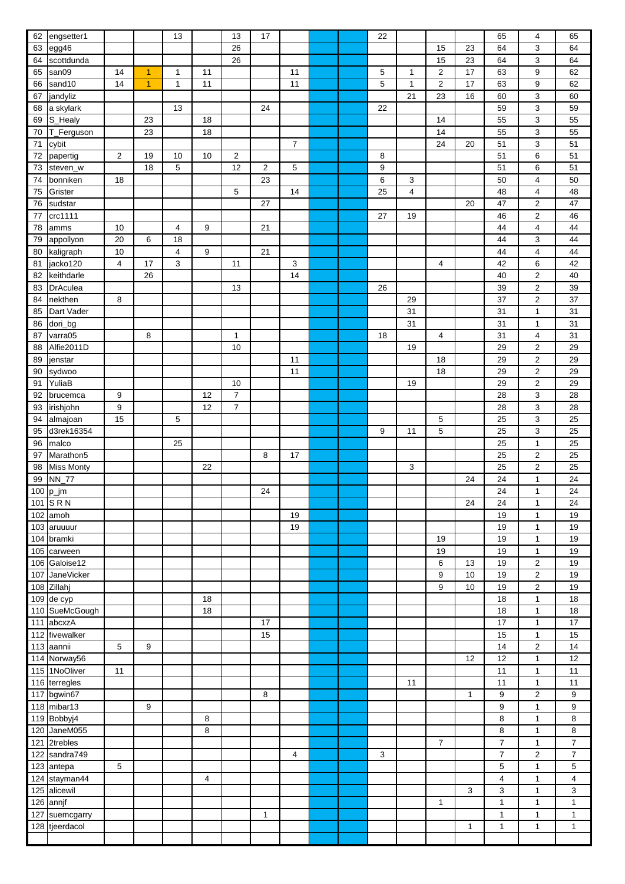| | | | | | | | | | | | | | | | | | |
|---|---|---|---|---|---|---|---|---|---|---|---|---|---|---|---|---|---|
| 62 | engsetter1 | | | 13 | | 13 | 17 | | | | 22 | | | | 65 | 4 | 65 |
| 63 | egg46 | | | | | 26 | | | | | | | 15 | 23 | 64 | 3 | 64 |
| 64 | scottdunda | | | | | 26 | | | | | | | 15 | 23 | 64 | 3 | 64 |
| 65 | san09 | 14 | 1 | 1 | 11 | | | 11 | | | 5 | 1 | 2 | 17 | 63 | 9 | 62 |
| 66 | sand10 | 14 | 1 | 1 | 11 | | | 11 | | | 5 | 1 | 2 | 17 | 63 | 9 | 62 |
| 67 | jandyliz | | | | | | | | | | | 21 | 23 | 16 | 60 | 3 | 60 |
| 68 | a skylark | | | 13 | | | 24 | | | | 22 | | | | 59 | 3 | 59 |
| 69 | S_Healy | | 23 | | 18 | | | | | | | | 14 | | 55 | 3 | 55 |
| 70 | T_Ferguson | | 23 | | 18 | | | | | | | | 14 | | 55 | 3 | 55 |
| 71 | cybit | | | | | | | 7 | | | | | 24 | 20 | 51 | 3 | 51 |
| 72 | papertig | 2 | 19 | 10 | 10 | 2 | 2 | 5 | | | 8 | | | | 51 | 6 | 51 |
| 73 | steven_w | | 18 | 5 | | 12 | | 5 | | | 9 | | | | 51 | 6 | 51 |
| 74 | bonniken | 18 | | | | | 23 | | | | 6 | 3 | | | 50 | 4 | 50 |
| 75 | Grister | | | | | 5 | | 14 | | | 25 | 4 | | | 48 | 4 | 48 |
| 76 | sudstar | | | | | | 27 | | | | | | | 20 | 47 | 2 | 47 |
| 77 | crc1111 | | | | | | | | | | 27 | 19 | | | 46 | 2 | 46 |
| 78 | amms | 10 | | 4 | 9 | | 21 | | | | | | | | 44 | 4 | 44 |
| 79 | appollyon | 20 | 6 | 18 | | | | | | | | | | | 44 | 3 | 44 |
| 80 | kaligraph | 10 | | 4 | 9 | | 21 | | | | | | | | 44 | 4 | 44 |
| 81 | jacko120 | 4 | 17 | 3 | | 11 | | 3 | | | | | 4 | | 42 | 6 | 42 |
| 82 | keithdarle | | 26 | | | | | 14 | | | | | | | 40 | 2 | 40 |
| 83 | DrAculea | | | | | 13 | | | | | 26 | | | | 39 | 2 | 39 |
| 84 | nekthen | 8 | | | | | | | | | | 29 | | | 37 | 2 | 37 |
| 85 | Dart Vader | | | | | | | | | | | 31 | | | 31 | 1 | 31 |
| 86 | dori_bg | | | | | | | | | | | 31 | | | 31 | 1 | 31 |
| 87 | varra05 | | 8 | | | 1 | | | | | 18 | | 4 | | 31 | 4 | 31 |
| 88 | Alfie2011D | | | | | 10 | | | | | | 19 | | | 29 | 2 | 29 |
| 89 | jenstar | | | | | | | 11 | | | | | 18 | | 29 | 2 | 29 |
| 90 | sydwoo | | | | | | | 11 | | | | | 18 | | 29 | 2 | 29 |
| 91 | YuliaB | | | | | 10 | | | | | | 19 | | | 29 | 2 | 29 |
| 92 | brucemca | 9 | | | 12 | 7 | | | | | | | | | 28 | 3 | 28 |
| 93 | irishjohn | 9 | | | 12 | 7 | | | | | | | | | 28 | 3 | 28 |
| 94 | almajoan | 15 | | 5 | | | | | | | | | 5 | | 25 | 3 | 25 |
| 95 | d3rek16354 | | | | | | | | | | 9 | 11 | 5 | | 25 | 3 | 25 |
| 96 | malco | | | 25 | | | | | | | | | | | 25 | 1 | 25 |
| 97 | Marathon5 | | | | | | 8 | 17 | | | | | | | 25 | 2 | 25 |
| 98 | Miss Monty | | | | 22 | | | | | | | 3 | | | 25 | 2 | 25 |
| 99 | NN_77 | | | | | | | | | | | | | 24 | 24 | 1 | 24 |
| 100 | p_jm | | | | | | 24 | | | | | | | | 24 | 1 | 24 |
| 101 | S R N | | | | | | | | | | | | | 24 | 24 | 1 | 24 |
| 102 | amoh | | | | | | | 19 | | | | | | | 19 | 1 | 19 |
| 103 | aruuuur | | | | | | | 19 | | | | | | | 19 | 1 | 19 |
| 104 | bramki | | | | | | | | | | | | 19 | | 19 | 1 | 19 |
| 105 | carween | | | | | | | | | | | | 19 | | 19 | 1 | 19 |
| 106 | Galoise12 | | | | | | | | | | | | 6 | 13 | 19 | 2 | 19 |
| 107 | JaneVicker | | | | | | | | | | | | 9 | 10 | 19 | 2 | 19 |
| 108 | Zillahj | | | | | | | | | | | | 9 | 10 | 19 | 2 | 19 |
| 109 | de cyp | | | | 18 | | | | | | | | | | 18 | 1 | 18 |
| 110 | SueMcGough | | | | 18 | | | | | | | | | | 18 | 1 | 18 |
| 111 | abcxzA | | | | | | 17 | | | | | | | | 17 | 1 | 17 |
| 112 | fivewalker | | | | | | 15 | | | | | | | | 15 | 1 | 15 |
| 113 | aannii | 5 | 9 | | | | | | | | | | | | 14 | 2 | 14 |
| 114 | Norway56 | | | | | | | | | | | | | 12 | 12 | 1 | 12 |
| 115 | 1NoOliver | 11 | | | | | | | | | | | | | 11 | 1 | 11 |
| 116 | terregles | | | | | | | | | | | 11 | | | 11 | 1 | 11 |
| 117 | bgwin67 | | | | | | 8 | | | | | | | 1 | 9 | 2 | 9 |
| 118 | mibar13 | | 9 | | | | | | | | | | | | 9 | 1 | 9 |
| 119 | Bobbyj4 | | | | 8 | | | | | | | | | | 8 | 1 | 8 |
| 120 | JaneM055 | | | | 8 | | | | | | | | | | 8 | 1 | 8 |
| 121 | 2trebles | | | | | | | | | | | | 7 | | 7 | 1 | 7 |
| 122 | sandra749 | | | | | | | 4 | | | 3 | | | | 7 | 2 | 7 |
| 123 | antepa | 5 | | | | | | | | | | | | | 5 | 1 | 5 |
| 124 | stayman44 | | | | 4 | | | | | | | | | | 4 | 1 | 4 |
| 125 | alicewil | | | | | | | | | | | | | 3 | 3 | 1 | 3 |
| 126 | annjf | | | | | | | | | | | | 1 | | 1 | 1 | 1 |
| 127 | suemcgarry | | | | | | 1 | | | | | | | | 1 | 1 | 1 |
| 128 | tjeerdacol | | | | | | | | | | | | | 1 | 1 | 1 | 1 |